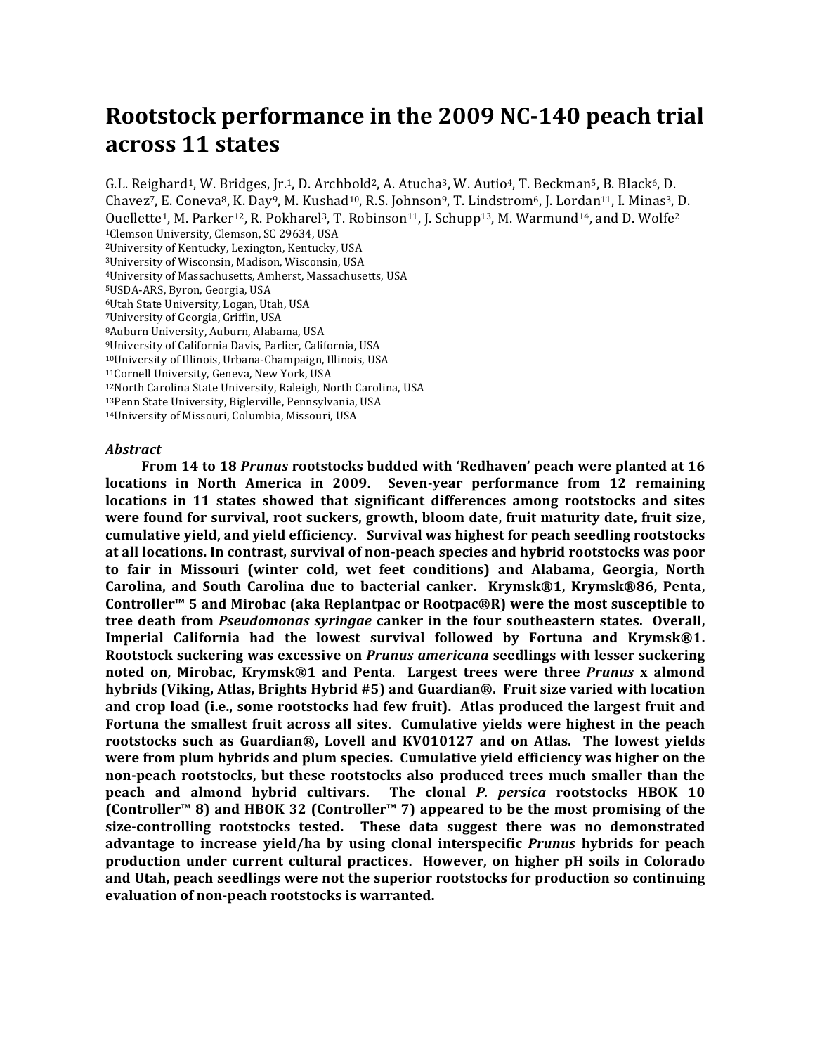# Rootstock performance in the 2009 NC-140 peach trial across 11 states

G.L. Reighard[1], W. Bridges, Jr.[1], D. Archbold[2], A. Atucha[3], W. Autio[4], T. Beckman[5], B. Black[6], D. Chavez[7], E. Coneva[8], K. Day[9], M. Kushad[10], R.S. Johnson[9], T. Lindstrom[6], J. Lordan[11], I. Minas[3], D. Ouellette[1], M. Parker[12], R. Pokharel[3], T. Robinson[11], J. Schupp[13], M. Warmund[14], and D. Wolfe[2]

[1]Clemson University, Clemson, SC 29634, USA
[2]University of Kentucky, Lexington, Kentucky, USA
[3]University of Wisconsin, Madison, Wisconsin, USA
[4]University of Massachusetts, Amherst, Massachusetts, USA
[5]USDA-ARS, Byron, Georgia, USA
[6]Utah State University, Logan, Utah, USA
[7]University of Georgia, Griffin, USA
[8]Auburn University, Auburn, Alabama, USA
[9]University of California Davis, Parlier, California, USA
[10]University of Illinois, Urbana-Champaign, Illinois, USA
[11]Cornell University, Geneva, New York, USA
[12]North Carolina State University, Raleigh, North Carolina, USA
[13]Penn State University, Biglerville, Pennsylvania, USA
[14]University of Missouri, Columbia, Missouri, USA

### *Abstract*

**From 14 to 18 *Prunus* rootstocks budded with 'Redhaven' peach were planted at 16 locations in North America in 2009. Seven-year performance from 12 remaining locations in 11 states showed that significant differences among rootstocks and sites were found for survival, root suckers, growth, bloom date, fruit maturity date, fruit size, cumulative yield, and yield efficiency. Survival was highest for peach seedling rootstocks at all locations. In contrast, survival of non-peach species and hybrid rootstocks was poor to fair in Missouri (winter cold, wet feet conditions) and Alabama, Georgia, North Carolina, and South Carolina due to bacterial canker. Krymsk®1, Krymsk®86, Penta, Controller™ 5 and Mirobac (aka Replantpac or Rootpac®R) were the most susceptible to tree death from *Pseudomonas syringae* canker in the four southeastern states. Overall, Imperial California had the lowest survival followed by Fortuna and Krymsk®1. Rootstock suckering was excessive on *Prunus americana* seedlings with lesser suckering noted on, Mirobac, Krymsk®1 and Penta. Largest trees were three *Prunus* x almond hybrids (Viking, Atlas, Brights Hybrid #5) and Guardian®. Fruit size varied with location and crop load (i.e., some rootstocks had few fruit). Atlas produced the largest fruit and Fortuna the smallest fruit across all sites. Cumulative yields were highest in the peach rootstocks such as Guardian®, Lovell and KV010127 and on Atlas. The lowest yields were from plum hybrids and plum species. Cumulative yield efficiency was higher on the non-peach rootstocks, but these rootstocks also produced trees much smaller than the peach and almond hybrid cultivars. The clonal *P. persica* rootstocks HBOK 10 (Controller™ 8) and HBOK 32 (Controller™ 7) appeared to be the most promising of the size-controlling rootstocks tested. These data suggest there was no demonstrated advantage to increase yield/ha by using clonal interspecific *Prunus* hybrids for peach production under current cultural practices. However, on higher pH soils in Colorado and Utah, peach seedlings were not the superior rootstocks for production so continuing evaluation of non-peach rootstocks is warranted.**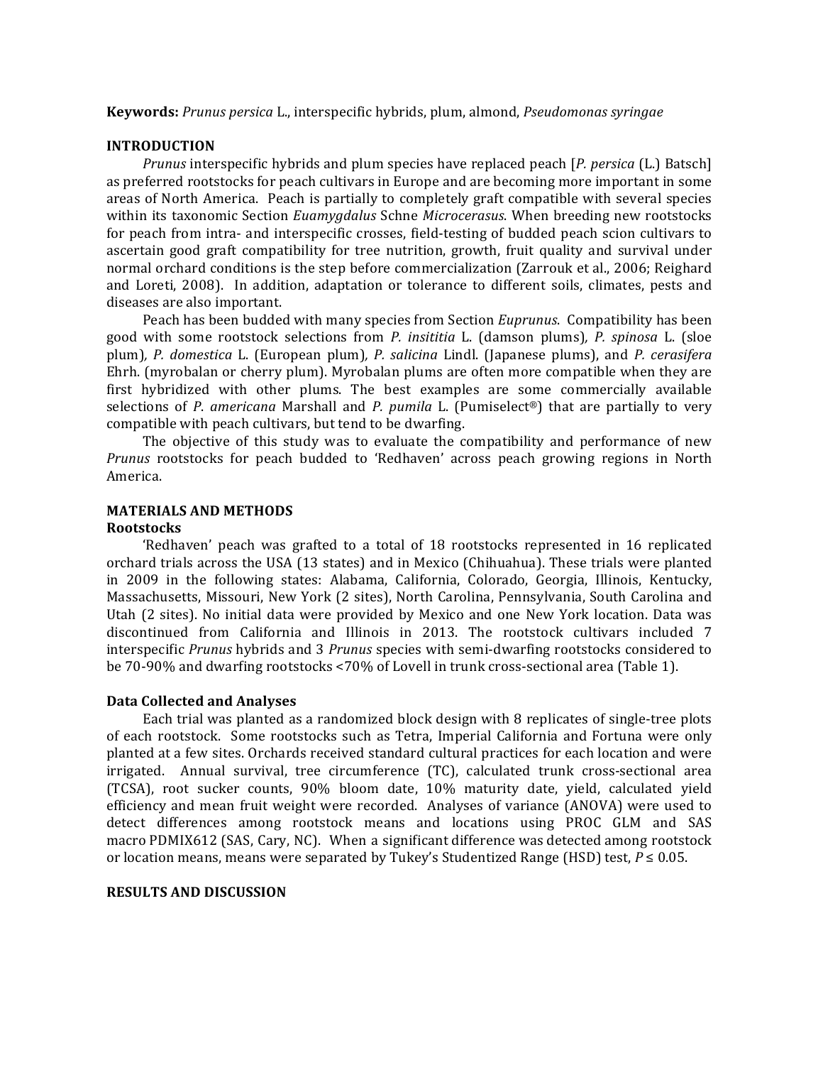**Keywords:** *Prunus persica* L., interspecific hybrids, plum, almond, *Pseudomonas syringae*

## INTRODUCTION

*Prunus* interspecific hybrids and plum species have replaced peach [*P. persica* (L.) Batsch] as preferred rootstocks for peach cultivars in Europe and are becoming more important in some areas of North America. Peach is partially to completely graft compatible with several species within its taxonomic Section *Euamygdalus* Schne *Microcerasus*. When breeding new rootstocks for peach from intra- and interspecific crosses, field-testing of budded peach scion cultivars to ascertain good graft compatibility for tree nutrition, growth, fruit quality and survival under normal orchard conditions is the step before commercialization (Zarrouk et al., 2006; Reighard and Loreti, 2008). In addition, adaptation or tolerance to different soils, climates, pests and diseases are also important.

Peach has been budded with many species from Section *Euprunus*. Compatibility has been good with some rootstock selections from *P. insititia* L. (damson plums)*, P. spinosa* L. (sloe plum)*, P. domestica* L. (European plum)*, P. salicina* Lindl. (Japanese plums), and *P. cerasifera* Ehrh. (myrobalan or cherry plum). Myrobalan plums are often more compatible when they are first hybridized with other plums. The best examples are some commercially available selections of *P. americana* Marshall and *P. pumila* L. (Pumiselect®) that are partially to very compatible with peach cultivars, but tend to be dwarfing.

The objective of this study was to evaluate the compatibility and performance of new *Prunus* rootstocks for peach budded to 'Redhaven' across peach growing regions in North America.

## MATERIALS AND METHODS

### Rootstocks

'Redhaven' peach was grafted to a total of 18 rootstocks represented in 16 replicated orchard trials across the USA (13 states) and in Mexico (Chihuahua). These trials were planted in 2009 in the following states: Alabama, California, Colorado, Georgia, Illinois, Kentucky, Massachusetts, Missouri, New York (2 sites), North Carolina, Pennsylvania, South Carolina and Utah (2 sites). No initial data were provided by Mexico and one New York location. Data was discontinued from California and Illinois in 2013. The rootstock cultivars included 7 interspecific *Prunus* hybrids and 3 *Prunus* species with semi-dwarfing rootstocks considered to be 70-90% and dwarfing rootstocks <70% of Lovell in trunk cross-sectional area (Table 1).

### Data Collected and Analyses

Each trial was planted as a randomized block design with 8 replicates of single-tree plots of each rootstock. Some rootstocks such as Tetra, Imperial California and Fortuna were only planted at a few sites. Orchards received standard cultural practices for each location and were irrigated. Annual survival, tree circumference (TC), calculated trunk cross-sectional area (TCSA), root sucker counts, 90% bloom date, 10% maturity date, yield, calculated yield efficiency and mean fruit weight were recorded. Analyses of variance (ANOVA) were used to detect differences among rootstock means and locations using PROC GLM and SAS macro PDMIX612 (SAS, Cary, NC). When a significant difference was detected among rootstock or location means, means were separated by Tukey's Studentized Range (HSD) test, $P \leq 0.05$.

## RESULTS AND DISCUSSION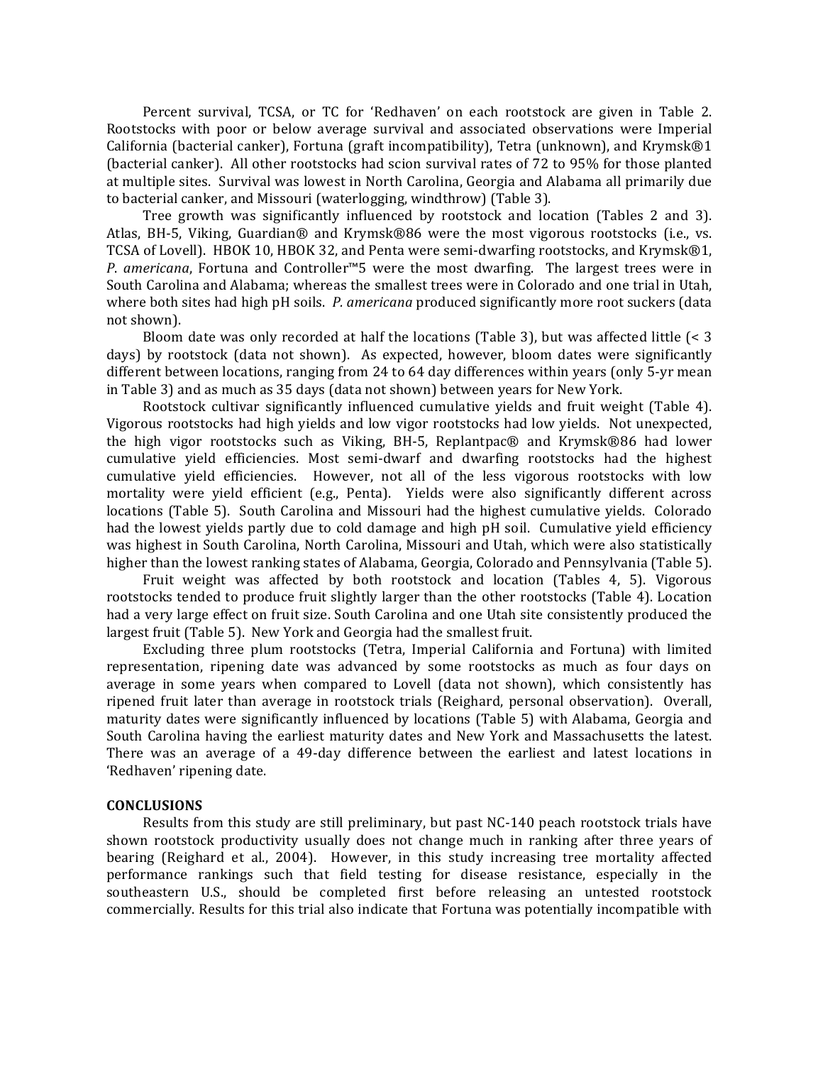Percent survival, TCSA, or TC for 'Redhaven' on each rootstock are given in Table 2. Rootstocks with poor or below average survival and associated observations were Imperial California (bacterial canker), Fortuna (graft incompatibility), Tetra (unknown), and Krymsk®1 (bacterial canker). All other rootstocks had scion survival rates of 72 to 95% for those planted at multiple sites. Survival was lowest in North Carolina, Georgia and Alabama all primarily due to bacterial canker, and Missouri (waterlogging, windthrow) (Table 3).

Tree growth was significantly influenced by rootstock and location (Tables 2 and 3). Atlas, BH-5, Viking, Guardian® and Krymsk®86 were the most vigorous rootstocks (i.e., vs. TCSA of Lovell). HBOK 10, HBOK 32, and Penta were semi-dwarfing rootstocks, and Krymsk®1, *P. americana*, Fortuna and Controller™5 were the most dwarfing. The largest trees were in South Carolina and Alabama; whereas the smallest trees were in Colorado and one trial in Utah, where both sites had high pH soils. *P. americana* produced significantly more root suckers (data not shown).

Bloom date was only recorded at half the locations (Table 3), but was affected little (< 3 days) by rootstock (data not shown). As expected, however, bloom dates were significantly different between locations, ranging from 24 to 64 day differences within years (only 5-yr mean in Table 3) and as much as 35 days (data not shown) between years for New York.

Rootstock cultivar significantly influenced cumulative yields and fruit weight (Table 4). Vigorous rootstocks had high yields and low vigor rootstocks had low yields. Not unexpected, the high vigor rootstocks such as Viking, BH-5, Replantpac® and Krymsk®86 had lower cumulative yield efficiencies. Most semi-dwarf and dwarfing rootstocks had the highest cumulative yield efficiencies. However, not all of the less vigorous rootstocks with low mortality were yield efficient (e.g., Penta). Yields were also significantly different across locations (Table 5). South Carolina and Missouri had the highest cumulative yields. Colorado had the lowest yields partly due to cold damage and high pH soil. Cumulative yield efficiency was highest in South Carolina, North Carolina, Missouri and Utah, which were also statistically higher than the lowest ranking states of Alabama, Georgia, Colorado and Pennsylvania (Table 5).

Fruit weight was affected by both rootstock and location (Tables 4, 5). Vigorous rootstocks tended to produce fruit slightly larger than the other rootstocks (Table 4). Location had a very large effect on fruit size. South Carolina and one Utah site consistently produced the largest fruit (Table 5). New York and Georgia had the smallest fruit.

Excluding three plum rootstocks (Tetra, Imperial California and Fortuna) with limited representation, ripening date was advanced by some rootstocks as much as four days on average in some years when compared to Lovell (data not shown), which consistently has ripened fruit later than average in rootstock trials (Reighard, personal observation). Overall, maturity dates were significantly influenced by locations (Table 5) with Alabama, Georgia and South Carolina having the earliest maturity dates and New York and Massachusetts the latest. There was an average of a 49-day difference between the earliest and latest locations in 'Redhaven' ripening date.

## CONCLUSIONS

Results from this study are still preliminary, but past NC-140 peach rootstock trials have shown rootstock productivity usually does not change much in ranking after three years of bearing (Reighard et al., 2004). However, in this study increasing tree mortality affected performance rankings such that field testing for disease resistance, especially in the southeastern U.S., should be completed first before releasing an untested rootstock commercially. Results for this trial also indicate that Fortuna was potentially incompatible with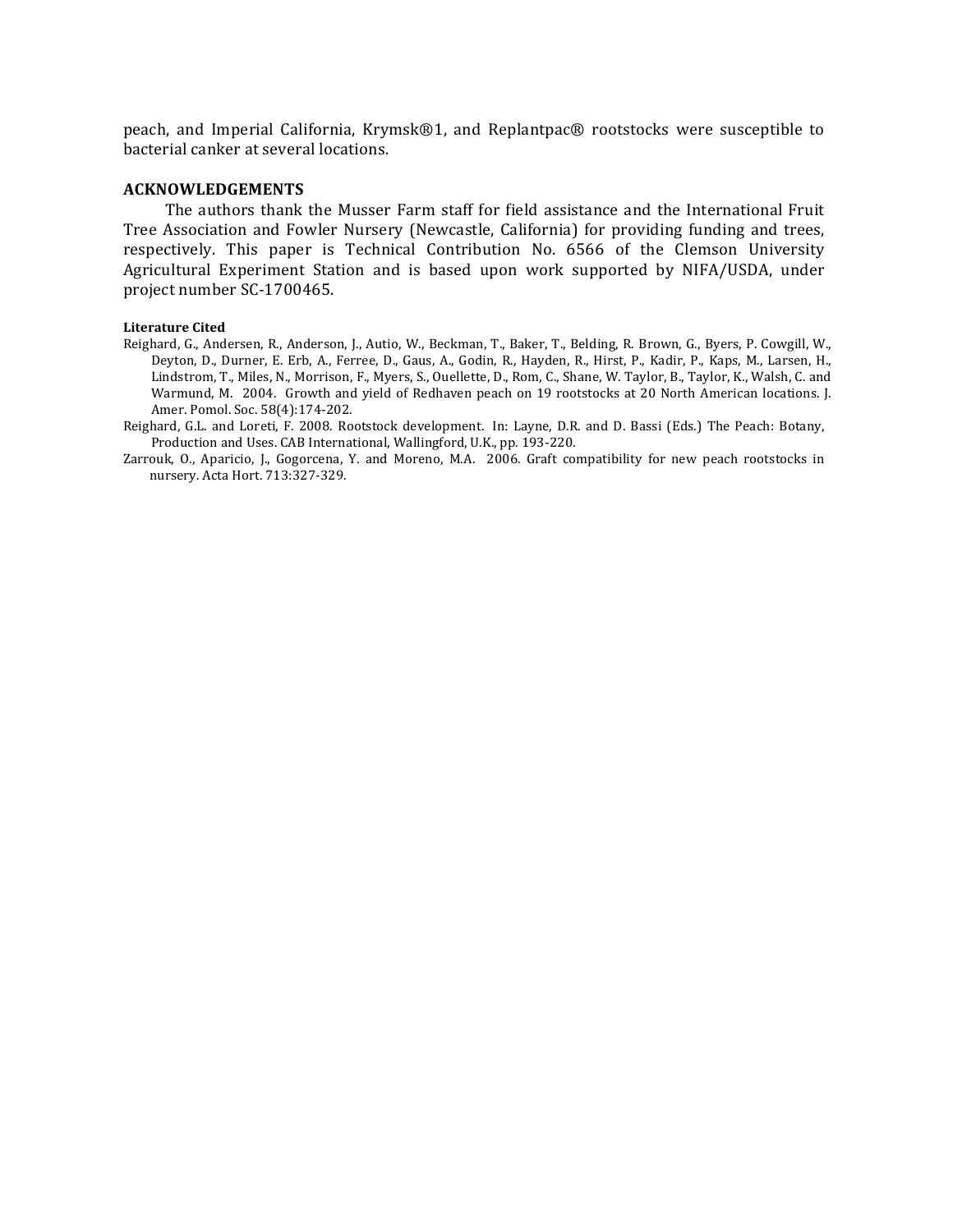peach, and Imperial California, Krymsk®1, and Replantpac® rootstocks were susceptible to bacterial canker at several locations.

## ACKNOWLEDGEMENTS

The authors thank the Musser Farm staff for field assistance and the International Fruit Tree Association and Fowler Nursery (Newcastle, California) for providing funding and trees, respectively. This paper is Technical Contribution No. 6566 of the Clemson University Agricultural Experiment Station and is based upon work supported by NIFA/USDA, under project number SC-1700465.

### Literature Cited

Reighard, G., Andersen, R., Anderson, J., Autio, W., Beckman, T., Baker, T., Belding, R. Brown, G., Byers, P. Cowgill, W., Deyton, D., Durner, E. Erb, A., Ferree, D., Gaus, A., Godin, R., Hayden, R., Hirst, P., Kadir, P., Kaps, M., Larsen, H., Lindstrom, T., Miles, N., Morrison, F., Myers, S., Ouellette, D., Rom, C., Shane, W. Taylor, B., Taylor, K., Walsh, C. and Warmund, M. 2004. Growth and yield of Redhaven peach on 19 rootstocks at 20 North American locations. J. Amer. Pomol. Soc. 58(4):174-202.

Reighard, G.L. and Loreti, F. 2008. Rootstock development. In: Layne, D.R. and D. Bassi (Eds.) The Peach: Botany, Production and Uses. CAB International, Wallingford, U.K., pp. 193-220.

Zarrouk, O., Aparicio, J., Gogorcena, Y. and Moreno, M.A. 2006. Graft compatibility for new peach rootstocks in nursery. Acta Hort. 713:327-329.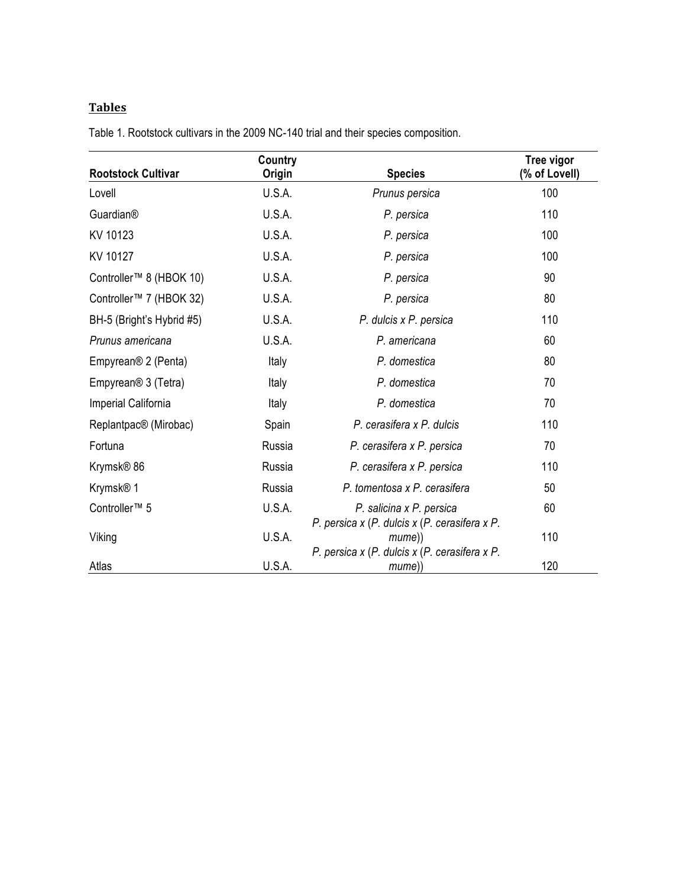## **Tables**

Table 1. Rootstock cultivars in the 2009 NC-140 trial and their species composition.

| Rootstock Cultivar | Country Origin | Species | Tree vigor (% of Lovell) |
|---|---|---|---|
| Lovell | U.S.A. | *Prunus persica* | 100 |
| Guardian® | U.S.A. | *P. persica* | 110 |
| KV 10123 | U.S.A. | *P. persica* | 100 |
| KV 10127 | U.S.A. | *P. persica* | 100 |
| Controller™ 8 (HBOK 10) | U.S.A. | *P. persica* | 90 |
| Controller™ 7 (HBOK 32) | U.S.A. | *P. persica* | 80 |
| BH-5 (Bright's Hybrid #5) | U.S.A. | *P. dulcis x P. persica* | 110 |
| *Prunus americana* | U.S.A. | *P. americana* | 60 |
| Empyrean® 2 (Penta) | Italy | *P. domestica* | 80 |
| Empyrean® 3 (Tetra) | Italy | *P. domestica* | 70 |
| Imperial California | Italy | *P. domestica* | 70 |
| Replantpac® (Mirobac) | Spain | *P. cerasifera x P. dulcis* | 110 |
| Fortuna | Russia | *P. cerasifera x P. persica* | 70 |
| Krymsk® 86 | Russia | *P. cerasifera x P. persica* | 110 |
| Krymsk® 1 | Russia | *P. tomentosa x P. cerasifera* | 50 |
| Controller™ 5 | U.S.A. | *P. salicina x P. persica* | 60 |
| Viking | U.S.A. | *P. persica x (P. dulcis x (P. cerasifera x P. mume))* | 110 |
| Atlas | U.S.A. | *P. persica x (P. dulcis x (P. cerasifera x P. mume))* | 120 |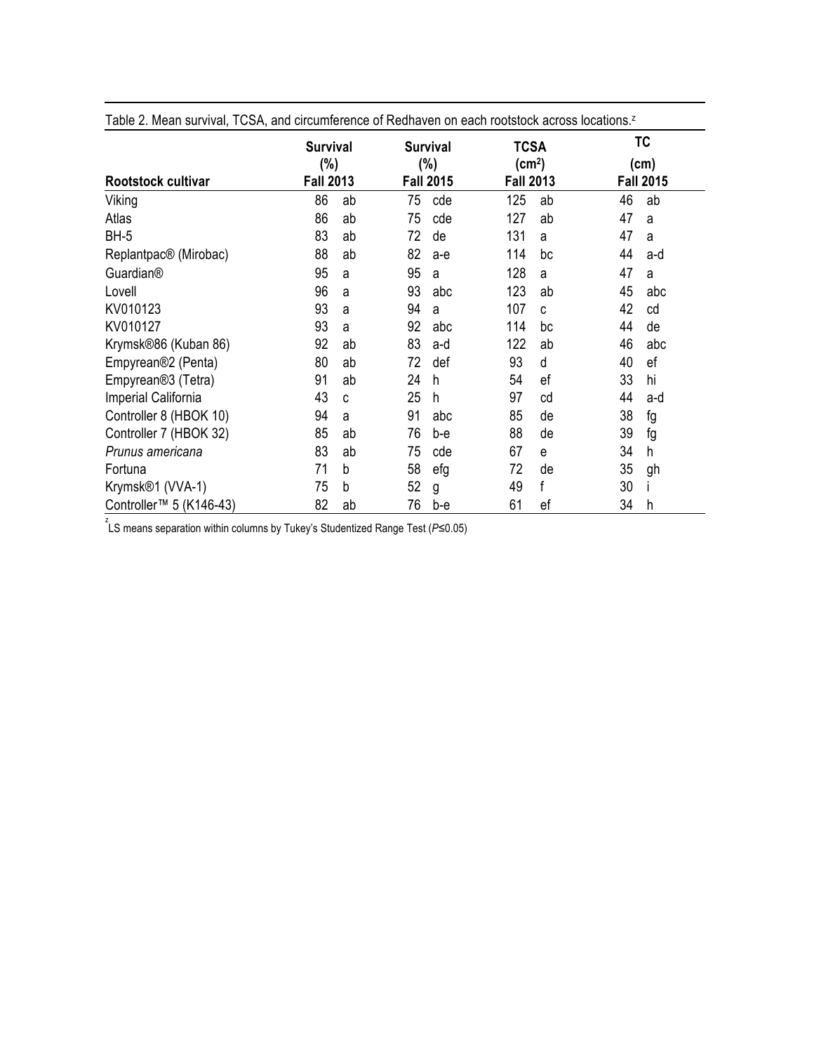Table 2. Mean survival, TCSA, and circumference of Redhaven on each rootstock across locations.[z]

| Rootstock cultivar | Survival (%) Fall 2013 | | Survival (%) Fall 2015 | | TCSA ($cm^2$) Fall 2013 | | TC (cm) Fall 2015 | |
|---|---|---|---|---|---|---|---|---|
| Viking | 86 | ab | 75 | cde | 125 | ab | 46 | ab |
| Atlas | 86 | ab | 75 | cde | 127 | ab | 47 | a |
| BH-5 | 83 | ab | 72 | de | 131 | a | 47 | a |
| Replantpac® (Mirobac) | 88 | ab | 82 | a-e | 114 | bc | 44 | a-d |
| Guardian® | 95 | a | 95 | a | 128 | a | 47 | a |
| Lovell | 96 | a | 93 | abc | 123 | ab | 45 | abc |
| KV010123 | 93 | a | 94 | a | 107 | c | 42 | cd |
| KV010127 | 93 | a | 92 | abc | 114 | bc | 44 | de |
| Krymsk®86 (Kuban 86) | 92 | ab | 83 | a-d | 122 | ab | 46 | abc |
| Empyrean®2 (Penta) | 80 | ab | 72 | def | 93 | d | 40 | ef |
| Empyrean®3 (Tetra) | 91 | ab | 24 | h | 54 | ef | 33 | hi |
| Imperial California | 43 | c | 25 | h | 97 | cd | 44 | a-d |
| Controller 8 (HBOK 10) | 94 | a | 91 | abc | 85 | de | 38 | fg |
| Controller 7 (HBOK 32) | 85 | ab | 76 | b-e | 88 | de | 39 | fg |
| *Prunus americana* | 83 | ab | 75 | cde | 67 | e | 34 | h |
| Fortuna | 71 | b | 58 | efg | 72 | de | 35 | gh |
| Krymsk®1 (VVA-1) | 75 | b | 52 | g | 49 | f | 30 | i |
| Controller™ 5 (K146-43) | 82 | ab | 76 | b-e | 61 | ef | 34 | h |

[z] LS means separation within columns by Tukey's Studentized Range Test ($P \leq 0.05$)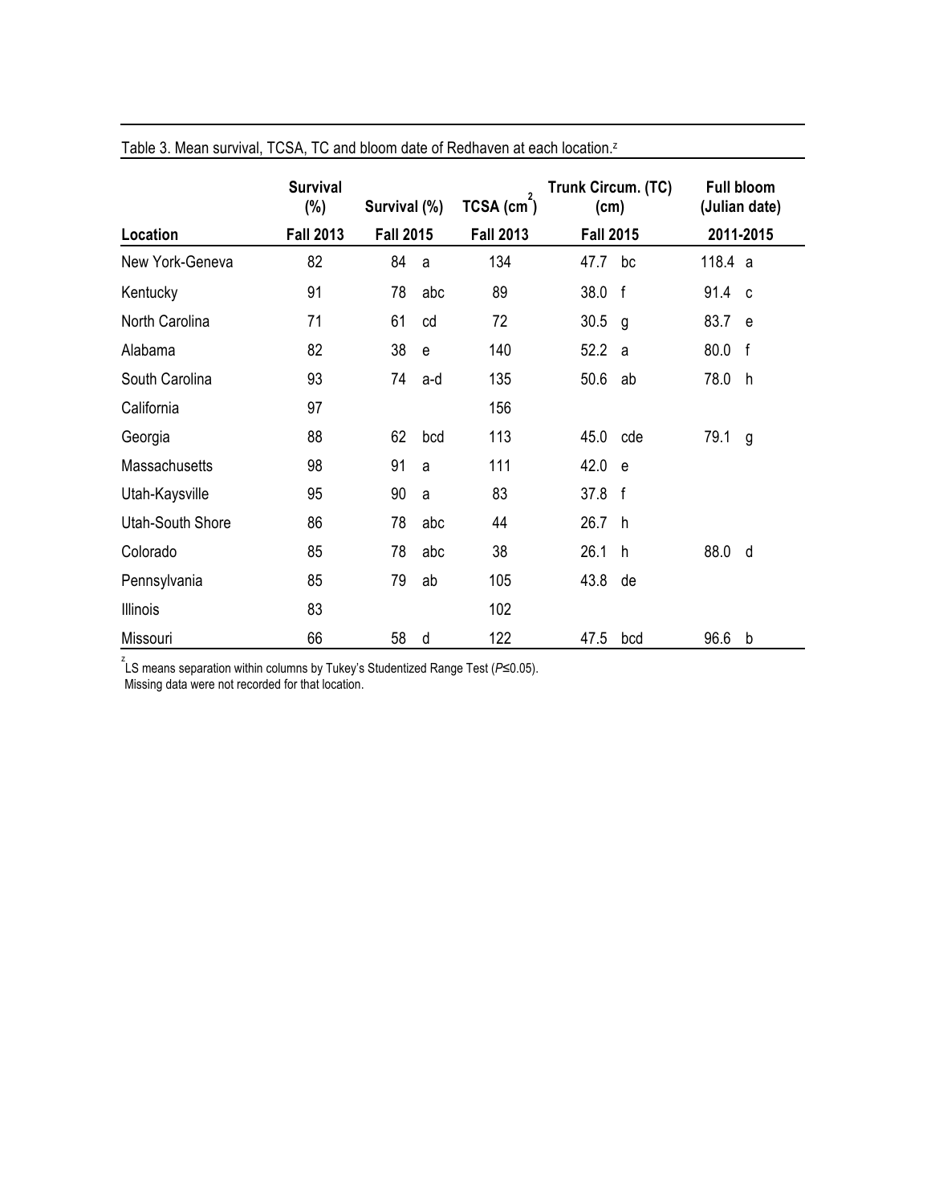Table 3. Mean survival, TCSA, TC and bloom date of Redhaven at each location.[z]

| Location | Survival (%) Fall 2013 | Survival (%) Fall 2015 | | TCSA ($cm^2$) Fall 2013 | Trunk Circum. (TC) (cm) Fall 2015 | | Full bloom (Julian date) 2011-2015 | |
|---|---|---|---|---|---|---|---|---|
| New York-Geneva | 82 | 84 | a | 134 | 47.7 | bc | 118.4 | a |
| Kentucky | 91 | 78 | abc | 89 | 38.0 | f | 91.4 | c |
| North Carolina | 71 | 61 | cd | 72 | 30.5 | g | 83.7 | e |
| Alabama | 82 | 38 | e | 140 | 52.2 | a | 80.0 | f |
| South Carolina | 93 | 74 | a-d | 135 | 50.6 | ab | 78.0 | h |
| California | 97 | | | 156 | | | | |
| Georgia | 88 | 62 | bcd | 113 | 45.0 | cde | 79.1 | g |
| Massachusetts | 98 | 91 | a | 111 | 42.0 | e | | |
| Utah-Kaysville | 95 | 90 | a | 83 | 37.8 | f | | |
| Utah-South Shore | 86 | 78 | abc | 44 | 26.7 | h | | |
| Colorado | 85 | 78 | abc | 38 | 26.1 | h | 88.0 | d |
| Pennsylvania | 85 | 79 | ab | 105 | 43.8 | de | | |
| Illinois | 83 | | | 102 | | | | |
| Missouri | 66 | 58 | d | 122 | 47.5 | bcd | 96.6 | b |

[z] LS means separation within columns by Tukey's Studentized Range Test ($P \leq 0.05$).
Missing data were not recorded for that location.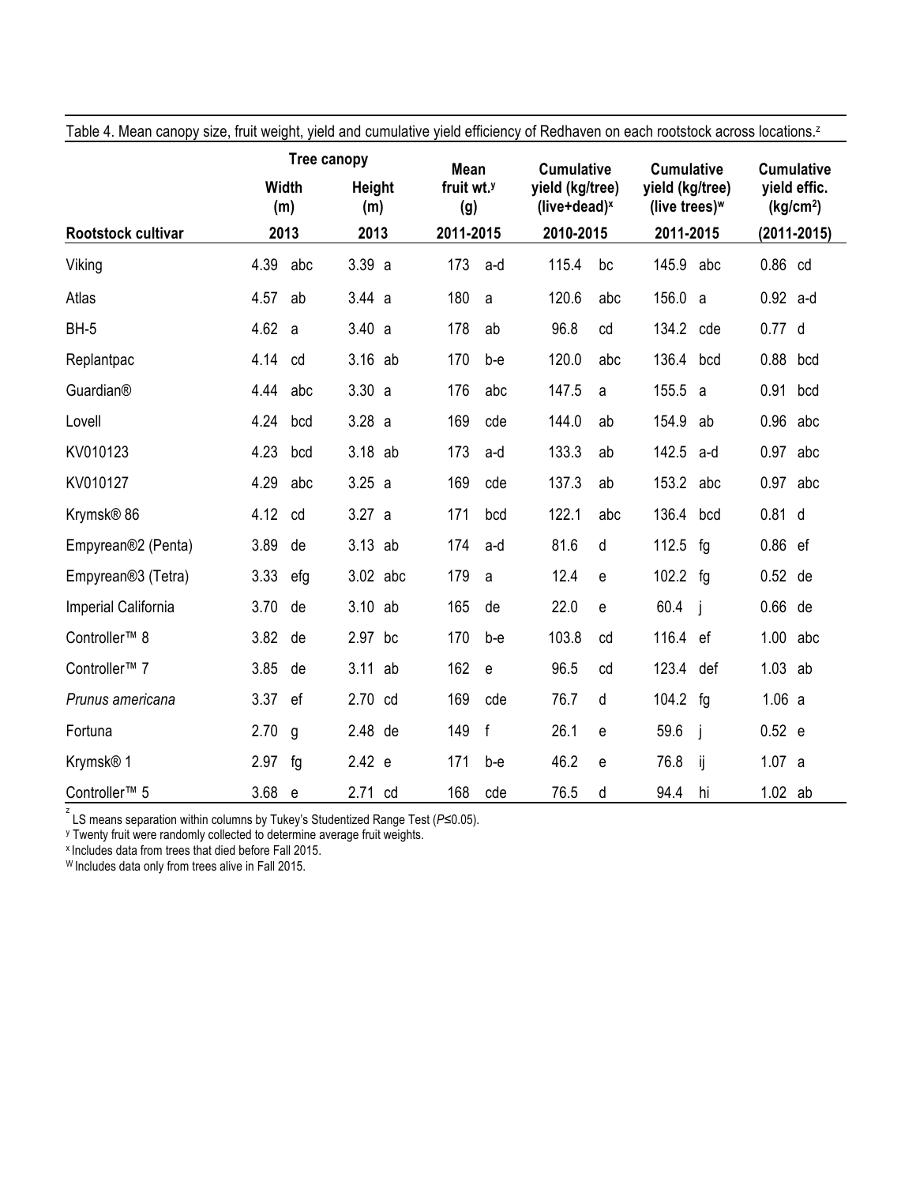Table 4. Mean canopy size, fruit weight, yield and cumulative yield efficiency of Redhaven on each rootstock across locations.[z]

| | Tree canopy | | Mean fruit wt.[y] (g) | Cumulative yield (kg/tree) (live+dead)[x] | Cumulative yield (kg/tree) (live trees)[w] | Cumulative yield effic. ($kg/cm^2$) |
|---|---|---|---|---|---|---|
| | Width (m) | Height (m) | | | | |
| **Rootstock cultivar** | **2013** | **2013** | **2011-2015** | **2010-2015** | **2011-2015** | **(2011-2015)** |
| Viking | 4.39 abc | 3.39 a | 173 a-d | 115.4 bc | 145.9 abc | 0.86 cd |
| Atlas | 4.57 ab | 3.44 a | 180 a | 120.6 abc | 156.0 a | 0.92 a-d |
| BH-5 | 4.62 a | 3.40 a | 178 ab | 96.8 cd | 134.2 cde | 0.77 d |
| Replantpac | 4.14 cd | 3.16 ab | 170 b-e | 120.0 abc | 136.4 bcd | 0.88 bcd |
| Guardian® | 4.44 abc | 3.30 a | 176 abc | 147.5 a | 155.5 a | 0.91 bcd |
| Lovell | 4.24 bcd | 3.28 a | 169 cde | 144.0 ab | 154.9 ab | 0.96 abc |
| KV010123 | 4.23 bcd | 3.18 ab | 173 a-d | 133.3 ab | 142.5 a-d | 0.97 abc |
| KV010127 | 4.29 abc | 3.25 a | 169 cde | 137.3 ab | 153.2 abc | 0.97 abc |
| Krymsk® 86 | 4.12 cd | 3.27 a | 171 bcd | 122.1 abc | 136.4 bcd | 0.81 d |
| Empyrean®2 (Penta) | 3.89 de | 3.13 ab | 174 a-d | 81.6 d | 112.5 fg | 0.86 ef |
| Empyrean®3 (Tetra) | 3.33 efg | 3.02 abc | 179 a | 12.4 e | 102.2 fg | 0.52 de |
| Imperial California | 3.70 de | 3.10 ab | 165 de | 22.0 e | 60.4 j | 0.66 de |
| Controller™ 8 | 3.82 de | 2.97 bc | 170 b-e | 103.8 cd | 116.4 ef | 1.00 abc |
| Controller™ 7 | 3.85 de | 3.11 ab | 162 e | 96.5 cd | 123.4 def | 1.03 ab |
| *Prunus americana* | 3.37 ef | 2.70 cd | 169 cde | 76.7 d | 104.2 fg | 1.06 a |
| Fortuna | 2.70 g | 2.48 de | 149 f | 26.1 e | 59.6 j | 0.52 e |
| Krymsk® 1 | 2.97 fg | 2.42 e | 171 b-e | 46.2 e | 76.8 ij | 1.07 a |
| Controller™ 5 | 3.68 e | 2.71 cd | 168 cde | 76.5 d | 94.4 hi | 1.02 ab |

[z] LS means separation within columns by Tukey's Studentized Range Test ($P \leq 0.05$).
[y] Twenty fruit were randomly collected to determine average fruit weights.
[x] Includes data from trees that died before Fall 2015.
[W] Includes data only from trees alive in Fall 2015.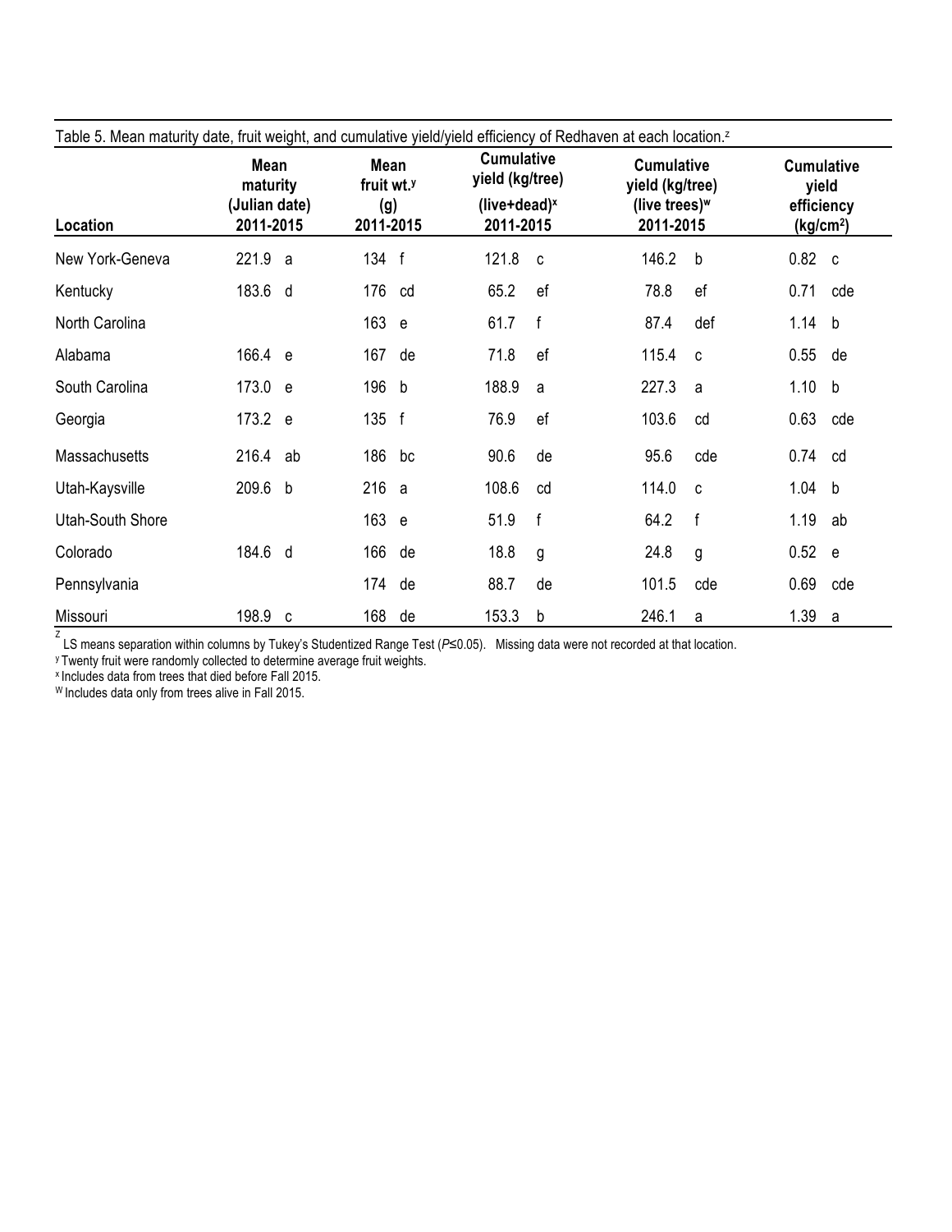Table 5. Mean maturity date, fruit weight, and cumulative yield/yield efficiency of Redhaven at each location.[z]

| Location | Mean maturity (Julian date) 2011-2015 | | Mean fruit wt.[y] (g) 2011-2015 | | Cumulative yield (kg/tree) (live+dead)[x] 2011-2015 | | Cumulative yield (kg/tree) (live trees)[w] 2011-2015 | | Cumulative yield efficiency ($kg/cm^2$) | |
|---|---|---|---|---|---|---|---|---|---|---|
| New York-Geneva | 221.9 | a | 134 | f | 121.8 | c | 146.2 | b | 0.82 | c |
| Kentucky | 183.6 | d | 176 | cd | 65.2 | ef | 78.8 | ef | 0.71 | cde |
| North Carolina | | | 163 | e | 61.7 | f | 87.4 | def | 1.14 | b |
| Alabama | 166.4 | e | 167 | de | 71.8 | ef | 115.4 | c | 0.55 | de |
| South Carolina | 173.0 | e | 196 | b | 188.9 | a | 227.3 | a | 1.10 | b |
| Georgia | 173.2 | e | 135 | f | 76.9 | ef | 103.6 | cd | 0.63 | cde |
| Massachusetts | 216.4 | ab | 186 | bc | 90.6 | de | 95.6 | cde | 0.74 | cd |
| Utah-Kaysville | 209.6 | b | 216 | a | 108.6 | cd | 114.0 | c | 1.04 | b |
| Utah-South Shore | | | 163 | e | 51.9 | f | 64.2 | f | 1.19 | ab |
| Colorado | 184.6 | d | 166 | de | 18.8 | g | 24.8 | g | 0.52 | e |
| Pennsylvania | | | 174 | de | 88.7 | de | 101.5 | cde | 0.69 | cde |
| Missouri | 198.9 | c | 168 | de | 153.3 | b | 246.1 | a | 1.39 | a |

[z] LS means separation within columns by Tukey's Studentized Range Test ($P \leq 0.05$). Missing data were not recorded at that location.

[y] Twenty fruit were randomly collected to determine average fruit weights.

[x] Includes data from trees that died before Fall 2015.

[W] Includes data only from trees alive in Fall 2015.